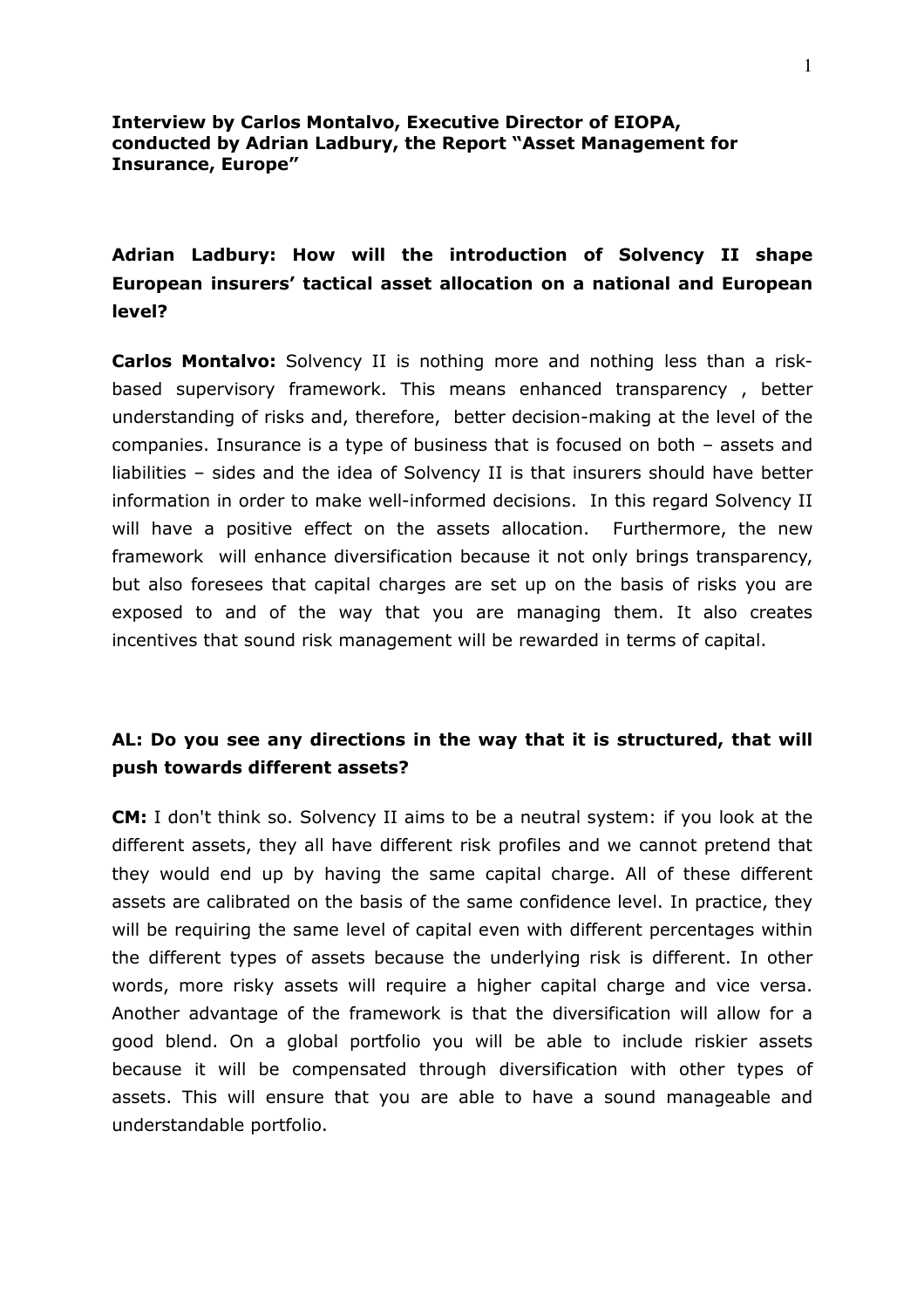**Interview by Carlos Montalvo, Executive Director of EIOPA, conducted by Adrian Ladbury, the Report "Asset Management for Insurance, Europe"**

**Adrian Ladbury: How will the introduction of Solvency II shape European insurers' tactical asset allocation on a national and European level?**

**Carlos Montalvo:** Solvency II is nothing more and nothing less than a risk-based supervisory framework. This means enhanced transparency , better understanding of risks and, therefore, better decision-making at the level of the companies. Insurance is a type of business that is focused on both – assets and liabilities – sides and the idea of Solvency II is that insurers should have better information in order to make well-informed decisions. In this regard Solvency II will have a positive effect on the assets allocation. Furthermore, the new framework will enhance diversification because it not only brings transparency, but also foresees that capital charges are set up on the basis of risks you are exposed to and of the way that you are managing them. It also creates incentives that sound risk management will be rewarded in terms of capital.

**AL: Do you see any directions in the way that it is structured, that will push towards different assets?**

**CM:** I don't think so. Solvency II aims to be a neutral system: if you look at the different assets, they all have different risk profiles and we cannot pretend that they would end up by having the same capital charge. All of these different assets are calibrated on the basis of the same confidence level. In practice, they will be requiring the same level of capital even with different percentages within the different types of assets because the underlying risk is different. In other words, more risky assets will require a higher capital charge and vice versa. Another advantage of the framework is that the diversification will allow for a good blend. On a global portfolio you will be able to include riskier assets because it will be compensated through diversification with other types of assets. This will ensure that you are able to have a sound manageable and understandable portfolio.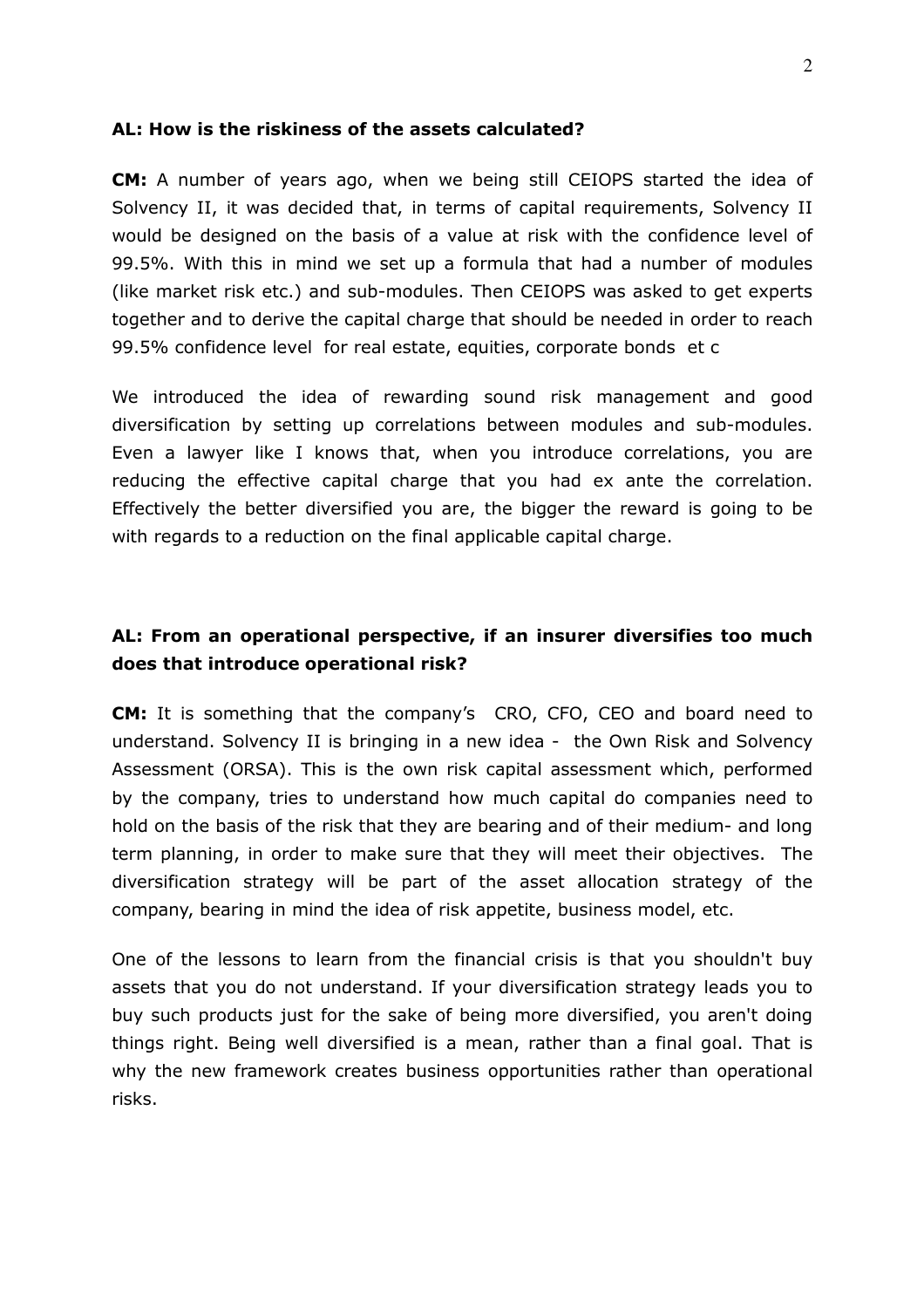**AL: How is the riskiness of the assets calculated?**

**CM:** A number of years ago, when we being still CEIOPS started the idea of Solvency II, it was decided that, in terms of capital requirements, Solvency II would be designed on the basis of a value at risk with the confidence level of 99.5%. With this in mind we set up a formula that had a number of modules (like market risk etc.) and sub-modules. Then CEIOPS was asked to get experts together and to derive the capital charge that should be needed in order to reach 99.5% confidence level for real estate, equities, corporate bonds et c

We introduced the idea of rewarding sound risk management and good diversification by setting up correlations between modules and sub-modules. Even a lawyer like I knows that, when you introduce correlations, you are reducing the effective capital charge that you had ex ante the correlation. Effectively the better diversified you are, the bigger the reward is going to be with regards to a reduction on the final applicable capital charge.

**AL: From an operational perspective, if an insurer diversifies too much does that introduce operational risk?**

**CM:** It is something that the company's CRO, CFO, CEO and board need to understand. Solvency II is bringing in a new idea - the Own Risk and Solvency Assessment (ORSA). This is the own risk capital assessment which, performed by the company, tries to understand how much capital do companies need to hold on the basis of the risk that they are bearing and of their medium- and long term planning, in order to make sure that they will meet their objectives. The diversification strategy will be part of the asset allocation strategy of the company, bearing in mind the idea of risk appetite, business model, etc.

One of the lessons to learn from the financial crisis is that you shouldn't buy assets that you do not understand. If your diversification strategy leads you to buy such products just for the sake of being more diversified, you aren't doing things right. Being well diversified is a mean, rather than a final goal. That is why the new framework creates business opportunities rather than operational risks.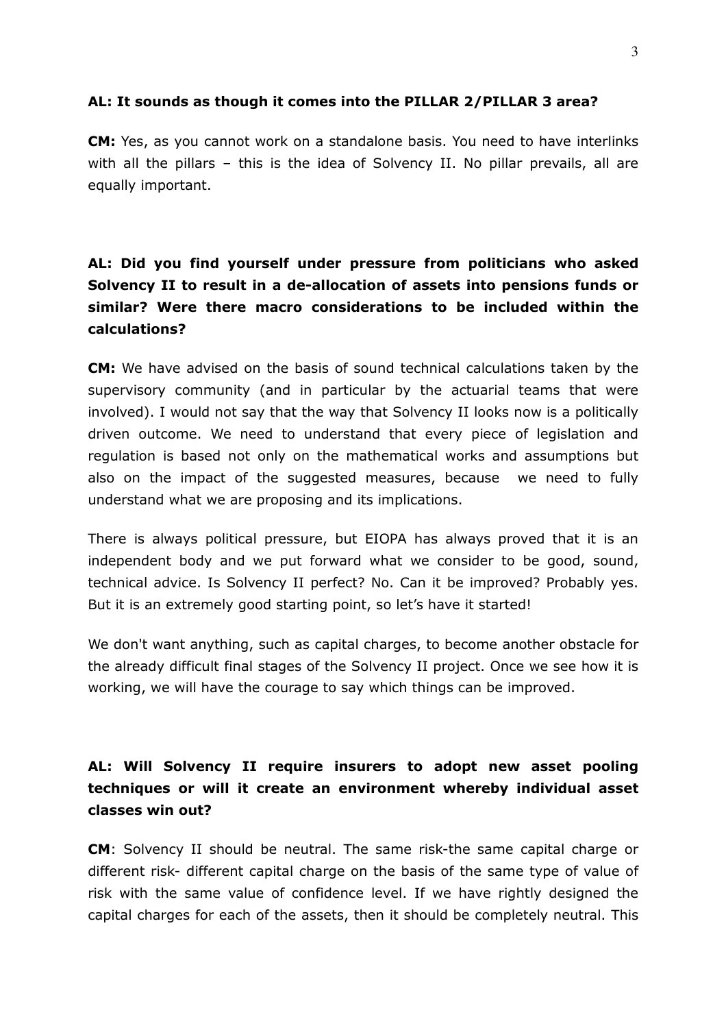**AL: It sounds as though it comes into the PILLAR 2/PILLAR 3 area?**

**CM:** Yes, as you cannot work on a standalone basis. You need to have interlinks with all the pillars – this is the idea of Solvency II. No pillar prevails, all are equally important.

**AL: Did you find yourself under pressure from politicians who asked Solvency II to result in a de-allocation of assets into pensions funds or similar? Were there macro considerations to be included within the calculations?**

**CM:** We have advised on the basis of sound technical calculations taken by the supervisory community (and in particular by the actuarial teams that were involved). I would not say that the way that Solvency II looks now is a politically driven outcome. We need to understand that every piece of legislation and regulation is based not only on the mathematical works and assumptions but also on the impact of the suggested measures, because we need to fully understand what we are proposing and its implications.

There is always political pressure, but EIOPA has always proved that it is an independent body and we put forward what we consider to be good, sound, technical advice. Is Solvency II perfect? No. Can it be improved? Probably yes. But it is an extremely good starting point, so let's have it started!

We don't want anything, such as capital charges, to become another obstacle for the already difficult final stages of the Solvency II project. Once we see how it is working, we will have the courage to say which things can be improved.

**AL: Will Solvency II require insurers to adopt new asset pooling techniques or will it create an environment whereby individual asset classes win out?**

**CM**: Solvency II should be neutral. The same risk-the same capital charge or different risk- different capital charge on the basis of the same type of value of risk with the same value of confidence level. If we have rightly designed the capital charges for each of the assets, then it should be completely neutral. This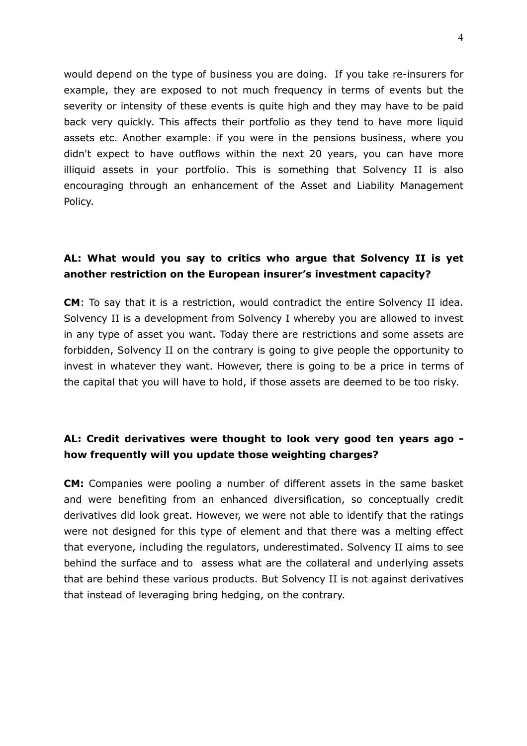would depend on the type of business you are doing. If you take re-insurers for example, they are exposed to not much frequency in terms of events but the severity or intensity of these events is quite high and they may have to be paid back very quickly. This affects their portfolio as they tend to have more liquid assets etc. Another example: if you were in the pensions business, where you didn't expect to have outflows within the next 20 years, you can have more illiquid assets in your portfolio. This is something that Solvency II is also encouraging through an enhancement of the Asset and Liability Management Policy.

**AL: What would you say to critics who argue that Solvency II is yet another restriction on the European insurer's investment capacity?**

**CM**: To say that it is a restriction, would contradict the entire Solvency II idea. Solvency II is a development from Solvency I whereby you are allowed to invest in any type of asset you want. Today there are restrictions and some assets are forbidden, Solvency II on the contrary is going to give people the opportunity to invest in whatever they want. However, there is going to be a price in terms of the capital that you will have to hold, if those assets are deemed to be too risky.

**AL: Credit derivatives were thought to look very good ten years ago - how frequently will you update those weighting charges?**

**CM:** Companies were pooling a number of different assets in the same basket and were benefiting from an enhanced diversification, so conceptually credit derivatives did look great. However, we were not able to identify that the ratings were not designed for this type of element and that there was a melting effect that everyone, including the regulators, underestimated. Solvency II aims to see behind the surface and to assess what are the collateral and underlying assets that are behind these various products. But Solvency II is not against derivatives that instead of leveraging bring hedging, on the contrary.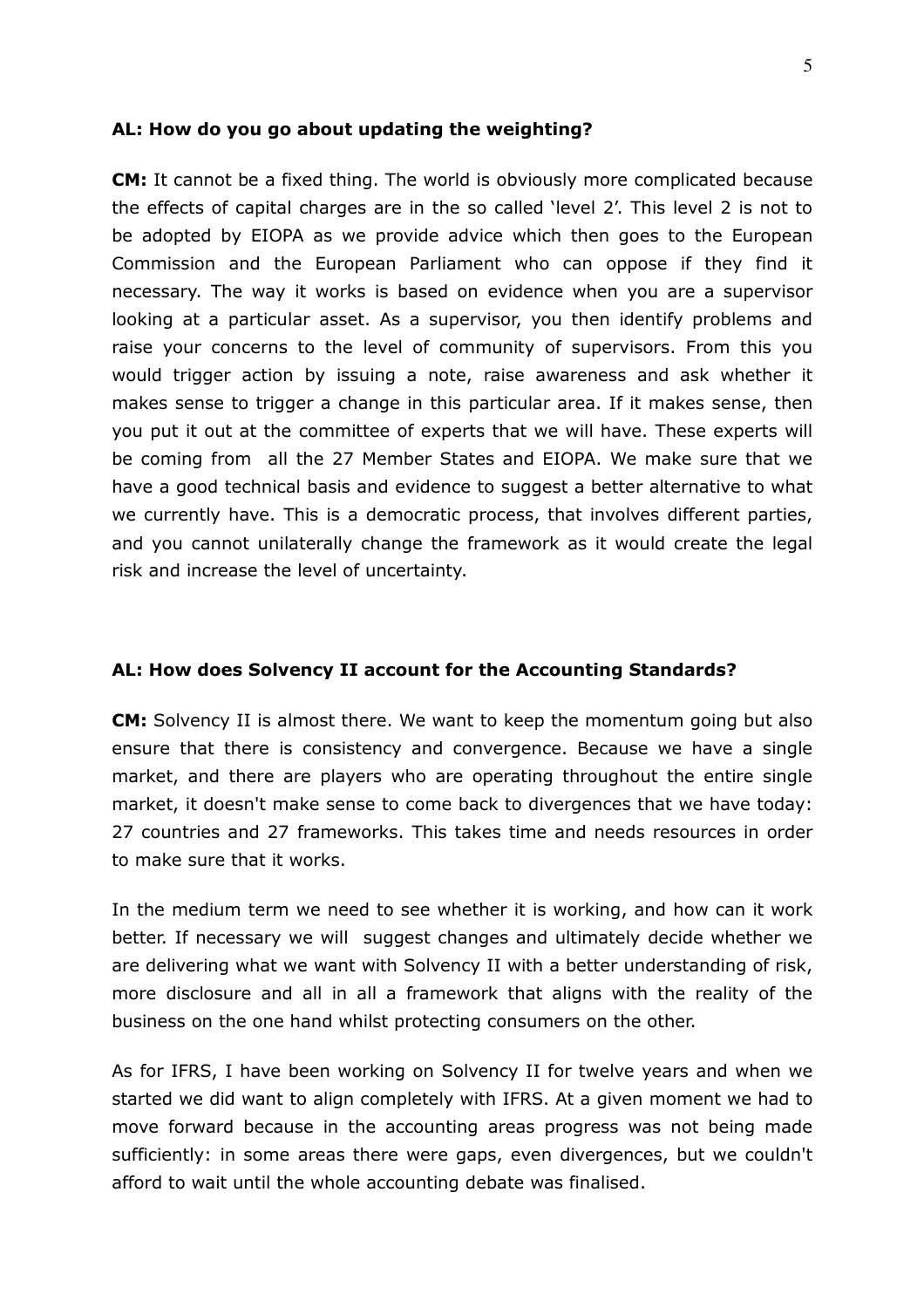**AL: How do you go about updating the weighting?**

**CM:** It cannot be a fixed thing. The world is obviously more complicated because the effects of capital charges are in the so called 'level 2'. This level 2 is not to be adopted by EIOPA as we provide advice which then goes to the European Commission and the European Parliament who can oppose if they find it necessary. The way it works is based on evidence when you are a supervisor looking at a particular asset. As a supervisor, you then identify problems and raise your concerns to the level of community of supervisors. From this you would trigger action by issuing a note, raise awareness and ask whether it makes sense to trigger a change in this particular area. If it makes sense, then you put it out at the committee of experts that we will have. These experts will be coming from all the 27 Member States and EIOPA. We make sure that we have a good technical basis and evidence to suggest a better alternative to what we currently have. This is a democratic process, that involves different parties, and you cannot unilaterally change the framework as it would create the legal risk and increase the level of uncertainty.

**AL: How does Solvency II account for the Accounting Standards?**

**CM:** Solvency II is almost there. We want to keep the momentum going but also ensure that there is consistency and convergence. Because we have a single market, and there are players who are operating throughout the entire single market, it doesn't make sense to come back to divergences that we have today: 27 countries and 27 frameworks. This takes time and needs resources in order to make sure that it works.

In the medium term we need to see whether it is working, and how can it work better. If necessary we will suggest changes and ultimately decide whether we are delivering what we want with Solvency II with a better understanding of risk, more disclosure and all in all a framework that aligns with the reality of the business on the one hand whilst protecting consumers on the other.

As for IFRS, I have been working on Solvency II for twelve years and when we started we did want to align completely with IFRS. At a given moment we had to move forward because in the accounting areas progress was not being made sufficiently: in some areas there were gaps, even divergences, but we couldn't afford to wait until the whole accounting debate was finalised.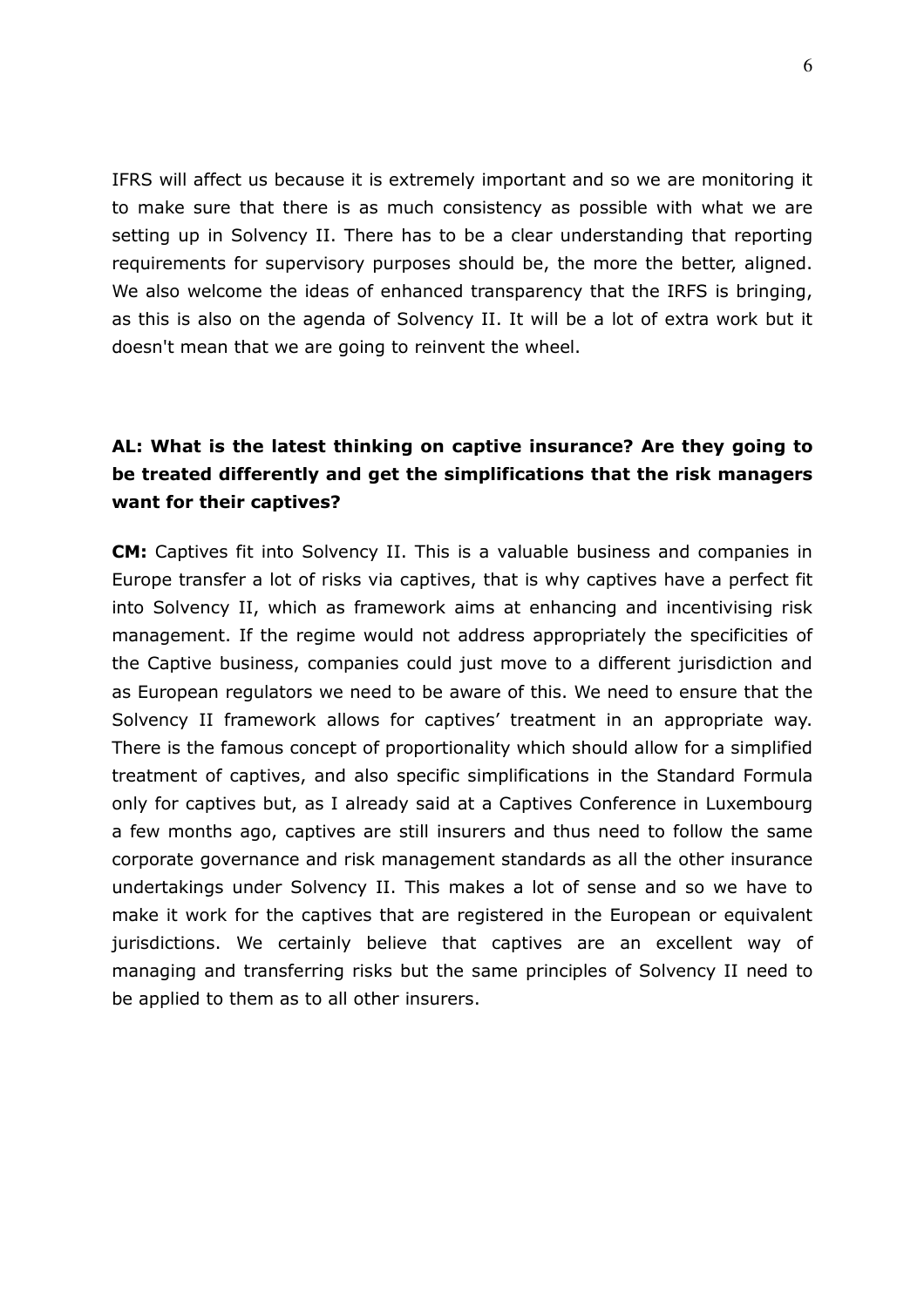IFRS will affect us because it is extremely important and so we are monitoring it to make sure that there is as much consistency as possible with what we are setting up in Solvency II. There has to be a clear understanding that reporting requirements for supervisory purposes should be, the more the better, aligned. We also welcome the ideas of enhanced transparency that the IRFS is bringing, as this is also on the agenda of Solvency II. It will be a lot of extra work but it doesn't mean that we are going to reinvent the wheel.

**AL: What is the latest thinking on captive insurance? Are they going to be treated differently and get the simplifications that the risk managers want for their captives?**

**CM:** Captives fit into Solvency II. This is a valuable business and companies in Europe transfer a lot of risks via captives, that is why captives have a perfect fit into Solvency II, which as framework aims at enhancing and incentivising risk management. If the regime would not address appropriately the specificities of the Captive business, companies could just move to a different jurisdiction and as European regulators we need to be aware of this. We need to ensure that the Solvency II framework allows for captives' treatment in an appropriate way. There is the famous concept of proportionality which should allow for a simplified treatment of captives, and also specific simplifications in the Standard Formula only for captives but, as I already said at a Captives Conference in Luxembourg a few months ago, captives are still insurers and thus need to follow the same corporate governance and risk management standards as all the other insurance undertakings under Solvency II. This makes a lot of sense and so we have to make it work for the captives that are registered in the European or equivalent jurisdictions. We certainly believe that captives are an excellent way of managing and transferring risks but the same principles of Solvency II need to be applied to them as to all other insurers.